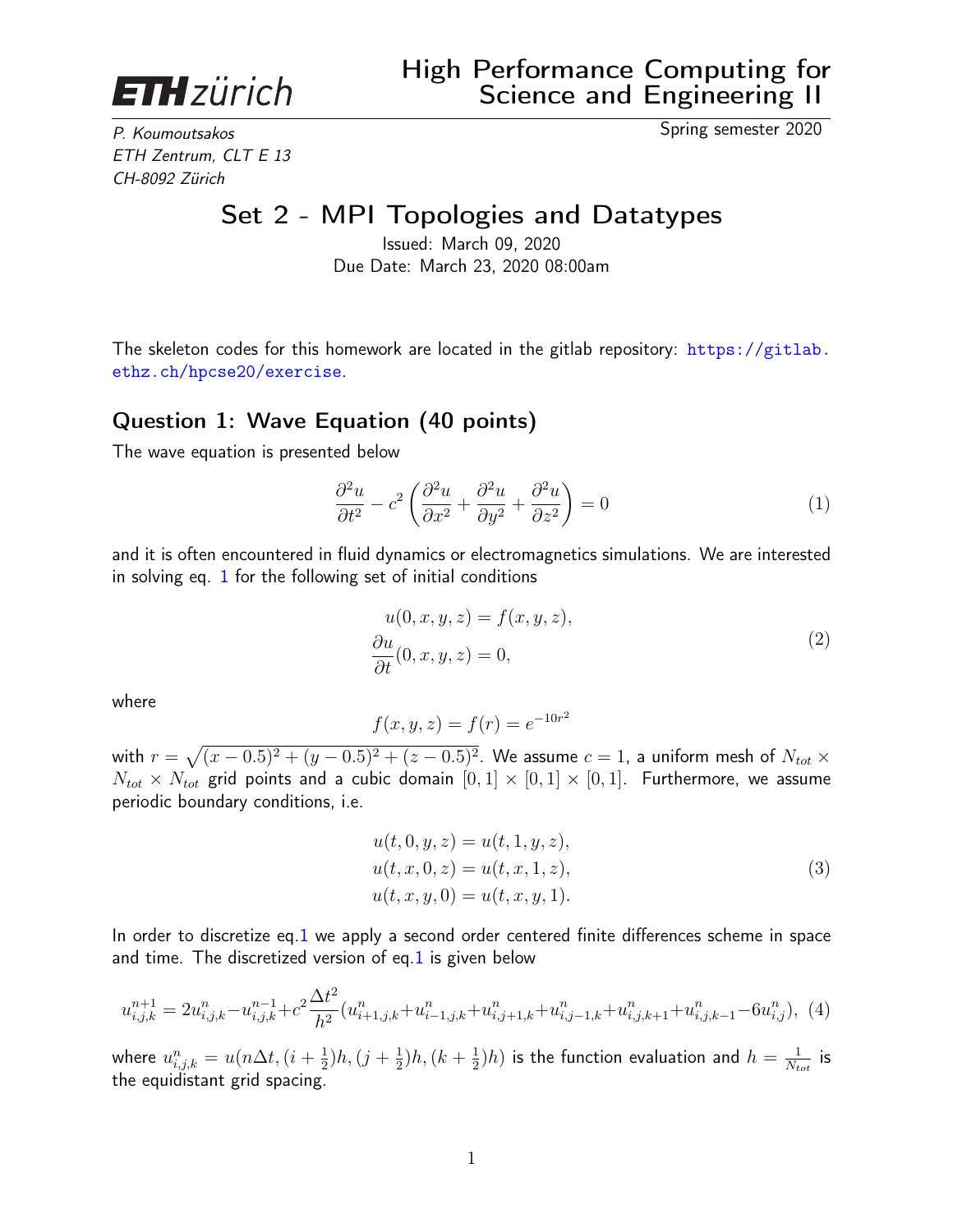ETH zürich

# High Performance Computing for Science and Engineering II

*P. Koumoutsakos*
*ETH Zentrum, CLT E 13*
*CH-8092 Zürich*

Spring semester 2020

## Set 2 - MPI Topologies and Datatypes

Issued: March 09, 2020
Due Date: March 23, 2020 08:00am

The skeleton codes for this homework are located in the gitlab repository: https://gitlab.ethz.ch/hpcse20/exercise.

### Question 1: Wave Equation (40 points)

The wave equation is presented below

$$\frac{\partial^2 u}{\partial t^2} - c^2 \left( \frac{\partial^2 u}{\partial x^2} + \frac{\partial^2 u}{\partial y^2} + \frac{\partial^2 u}{\partial z^2} \right) = 0 \tag{1}$$

and it is often encountered in fluid dynamics or electromagnetics simulations. We are interested in solving eq. 1 for the following set of initial conditions

$$\begin{aligned} u(0, x, y, z) &= f(x, y, z), \\ \frac{\partial u}{\partial t}(0, x, y, z) &= 0, \end{aligned} \tag{2}$$

where

$$f(x, y, z) = f(r) = e^{-10r^2}$$

with $r = \sqrt{(x - 0.5)^2 + (y - 0.5)^2 + (z - 0.5)^2}$. We assume $c = 1$, a uniform mesh of $N_{tot} \times N_{tot} \times N_{tot}$ grid points and a cubic domain $[0, 1] \times [0, 1] \times [0, 1]$. Furthermore, we assume periodic boundary conditions, i.e.

$$\begin{aligned} u(t, 0, y, z) &= u(t, 1, y, z), \\ u(t, x, 0, z) &= u(t, x, 1, z), \\ u(t, x, y, 0) &= u(t, x, y, 1). \end{aligned} \tag{3}$$

In order to discretize eq.1 we apply a second order centered finite differences scheme in space and time. The discretized version of eq.1 is given below

$$u^{n+1}_{i,j,k} = 2u^n_{i,j,k} - u^{n-1}_{i,j,k} + c^2 \frac{\Delta t^2}{h^2} (u^n_{i+1,j,k} + u^n_{i-1,j,k} + u^n_{i,j+1,k} + u^n_{i,j-1,k} + u^n_{i,j,k+1} + u^n_{i,j,k-1} - 6u^n_{i,j}), \tag{4}$$

where $u^n_{i,j,k} = u(n\Delta t, (i + \frac{1}{2})h, (j + \frac{1}{2})h, (k + \frac{1}{2})h)$ is the function evaluation and $h = \frac{1}{N_{tot}}$ is the equidistant grid spacing.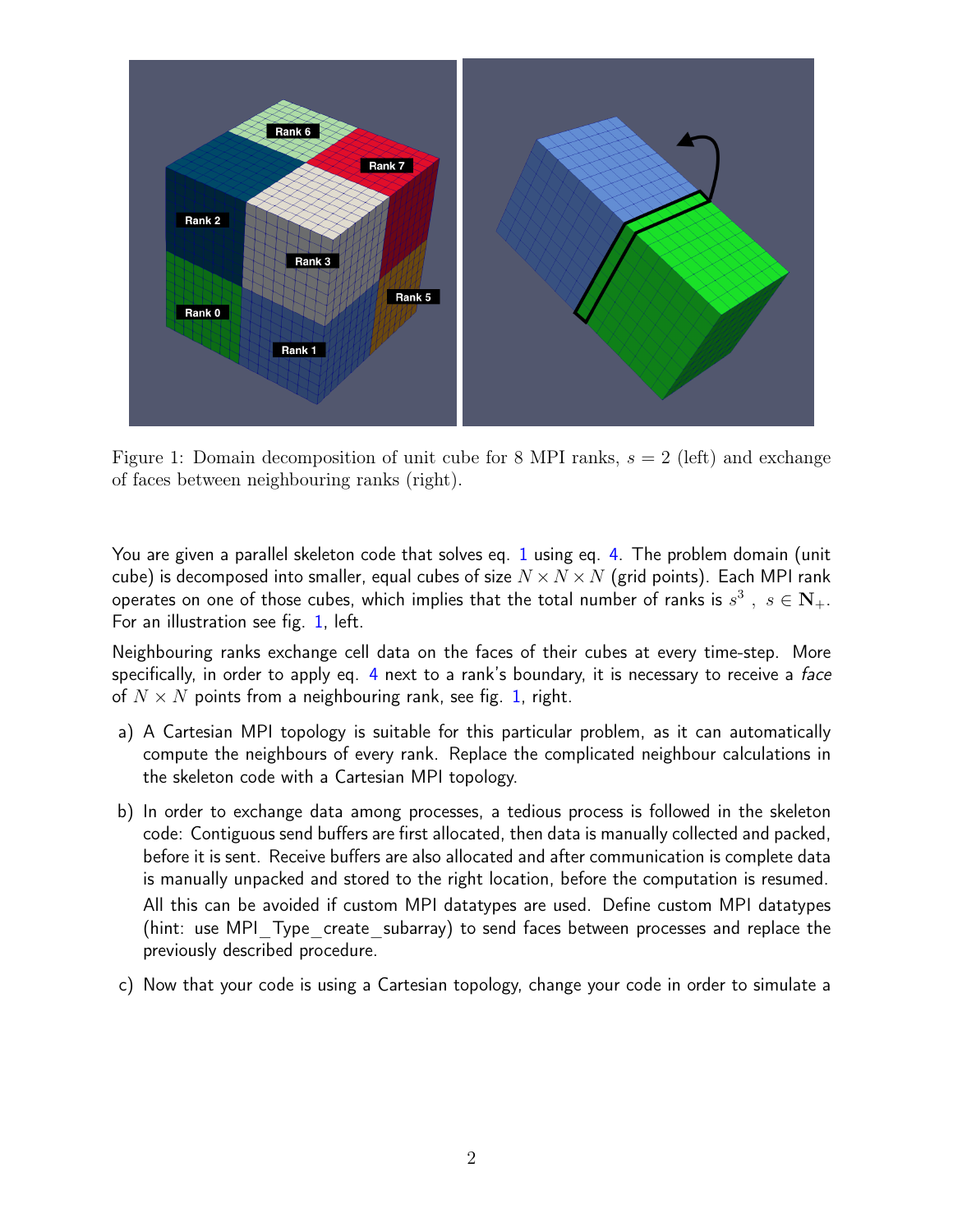Figure 1: Domain decomposition of unit cube for 8 MPI ranks, $s = 2$ (left) and exchange of faces between neighbouring ranks (right).

You are given a parallel skeleton code that solves eq. 1 using eq. 4. The problem domain (unit cube) is decomposed into smaller, equal cubes of size $N \times N \times N$ (grid points). Each MPI rank operates on one of those cubes, which implies that the total number of ranks is $s^3$ , $s \in \mathbf{N}_+$. For an illustration see fig. 1, left.

Neighbouring ranks exchange cell data on the faces of their cubes at every time-step. More specifically, in order to apply eq. 4 next to a rank's boundary, it is necessary to receive a *face* of $N \times N$ points from a neighbouring rank, see fig. 1, right.

a) A Cartesian MPI topology is suitable for this particular problem, as it can automatically compute the neighbours of every rank. Replace the complicated neighbour calculations in the skeleton code with a Cartesian MPI topology.

b) In order to exchange data among processes, a tedious process is followed in the skeleton code: Contiguous send buffers are first allocated, then data is manually collected and packed, before it is sent. Receive buffers are also allocated and after communication is complete data is manually unpacked and stored to the right location, before the computation is resumed.

   All this can be avoided if custom MPI datatypes are used. Define custom MPI datatypes (hint: use MPI_Type_create_subarray) to send faces between processes and replace the previously described procedure.

c) Now that your code is using a Cartesian topology, change your code in order to simulate a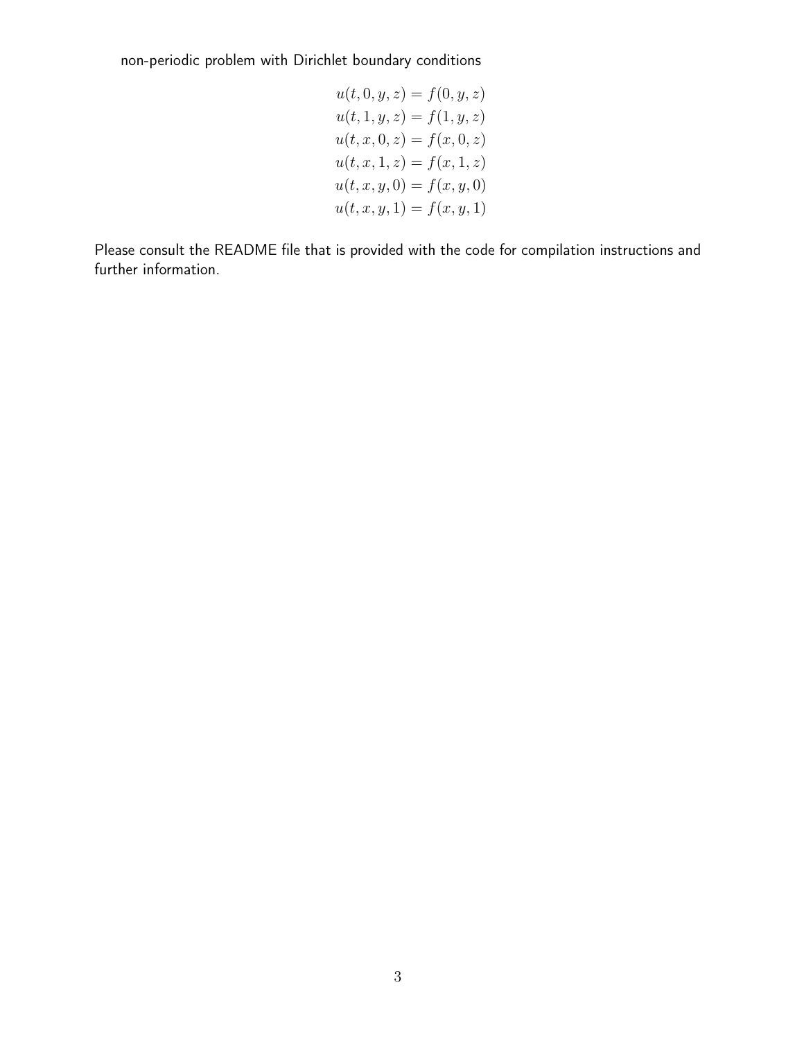non-periodic problem with Dirichlet boundary conditions

$$
\begin{aligned}
u(t, 0, y, z) &= f(0, y, z) \\
u(t, 1, y, z) &= f(1, y, z) \\
u(t, x, 0, z) &= f(x, 0, z) \\
u(t, x, 1, z) &= f(x, 1, z) \\
u(t, x, y, 0) &= f(x, y, 0) \\
u(t, x, y, 1) &= f(x, y, 1)
\end{aligned}
$$

Please consult the README file that is provided with the code for compilation instructions and further information.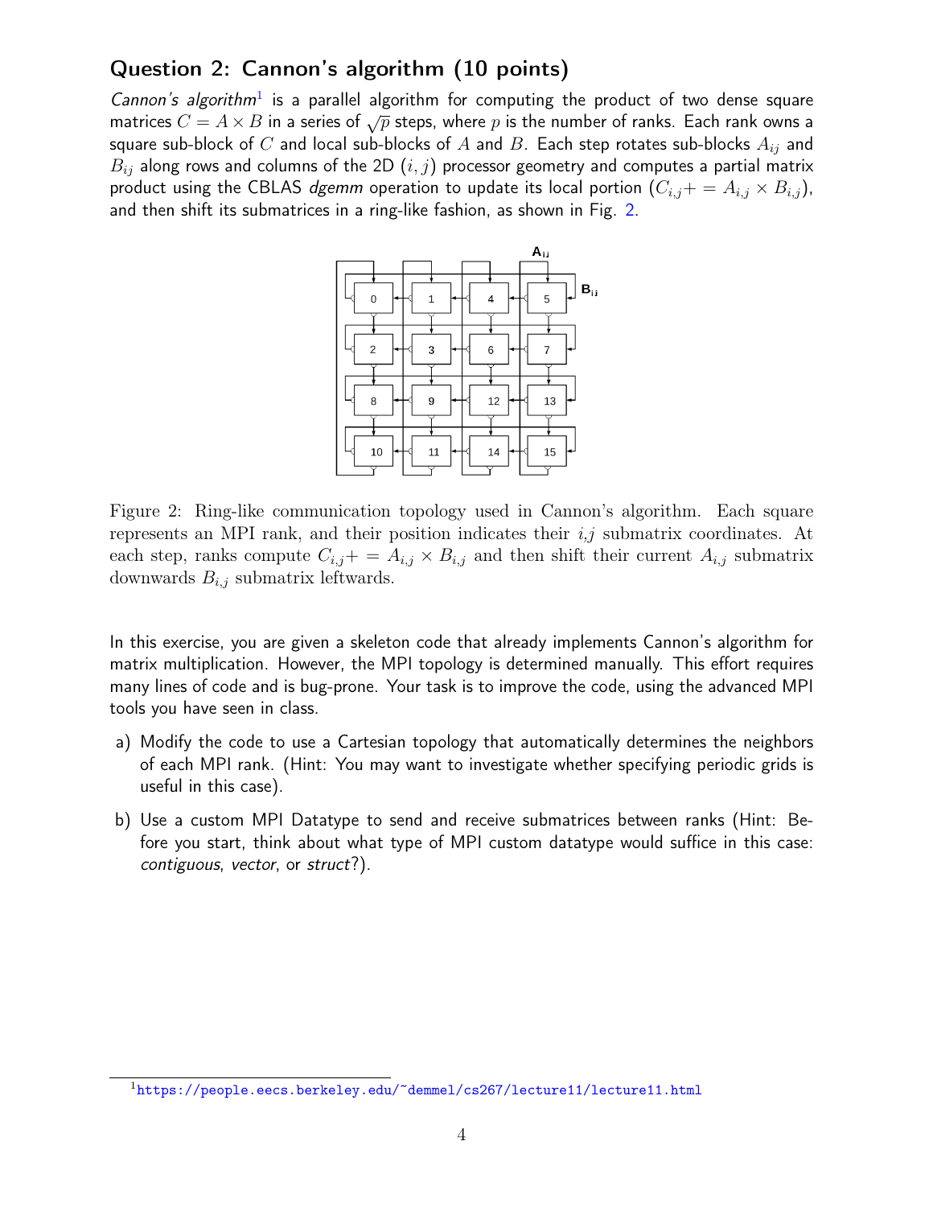## Question 2: Cannon's algorithm (10 points)

*Cannon's algorithm*[1] is a parallel algorithm for computing the product of two dense square matrices $C = A \times B$ in a series of $\sqrt{p}$ steps, where $p$ is the number of ranks. Each rank owns a square sub-block of $C$ and local sub-blocks of $A$ and $B$. Each step rotates sub-blocks $A_{ij}$ and $B_{ij}$ along rows and columns of the 2D $(i, j)$ processor geometry and computes a partial matrix product using the CBLAS *dgemm* operation to update its local portion ($C_{i,j}{+}= A_{i,j} \times B_{i,j}$), and then shift its submatrices in a ring-like fashion, as shown in Fig. 2.

Figure 2: Ring-like communication topology used in Cannon's algorithm. Each square represents an MPI rank, and their position indicates their $i$,$j$ submatrix coordinates. At each step, ranks compute $C_{i,j}{+}= A_{i,j} \times B_{i,j}$ and then shift their current $A_{i,j}$ submatrix downwards $B_{i,j}$ submatrix leftwards.

In this exercise, you are given a skeleton code that already implements Cannon's algorithm for matrix multiplication. However, the MPI topology is determined manually. This effort requires many lines of code and is bug-prone. Your task is to improve the code, using the advanced MPI tools you have seen in class.

a) Modify the code to use a Cartesian topology that automatically determines the neighbors of each MPI rank. (Hint: You may want to investigate whether specifying periodic grids is useful in this case).

b) Use a custom MPI Datatype to send and receive submatrices between ranks (Hint: Before you start, think about what type of MPI custom datatype would suffice in this case: *contiguous*, *vector*, or *struct*?).

[1] https://people.eecs.berkeley.edu/~demmel/cs267/lecture11/lecture11.html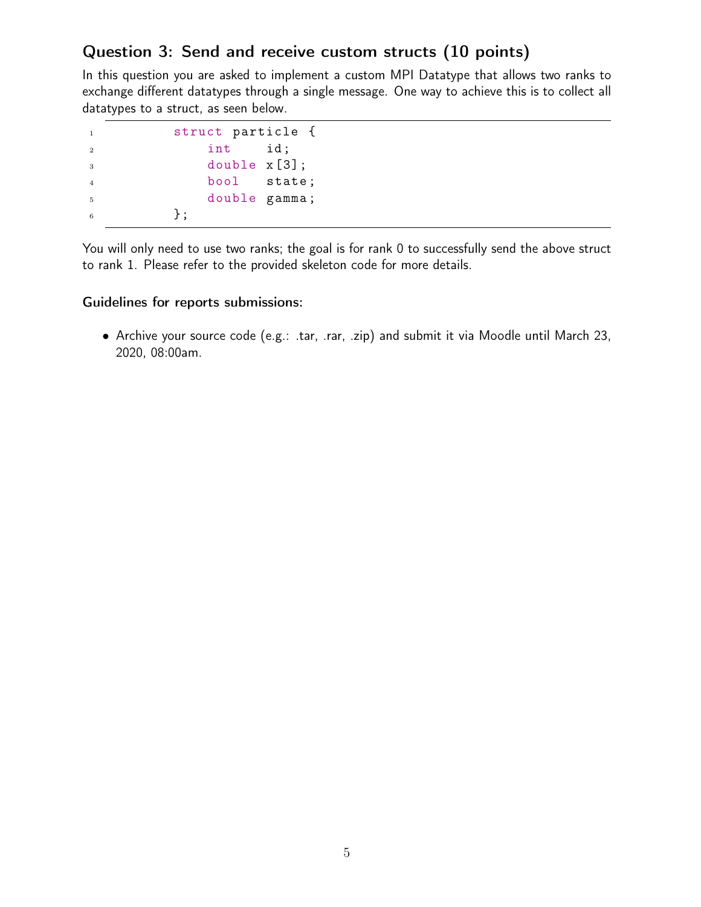## Question 3: Send and receive custom structs (10 points)

In this question you are asked to implement a custom MPI Datatype that allows two ranks to exchange different datatypes through a single message. One way to achieve this is to collect all datatypes to a struct, as seen below.

```
        struct particle {
            int    id;
            double x[3];
            bool   state;
            double gamma;
        };
```

You will only need to use two ranks; the goal is for rank 0 to successfully send the above struct to rank 1. Please refer to the provided skeleton code for more details.

### Guidelines for reports submissions:

- Archive your source code (e.g.: .tar, .rar, .zip) and submit it via Moodle until March 23, 2020, 08:00am.